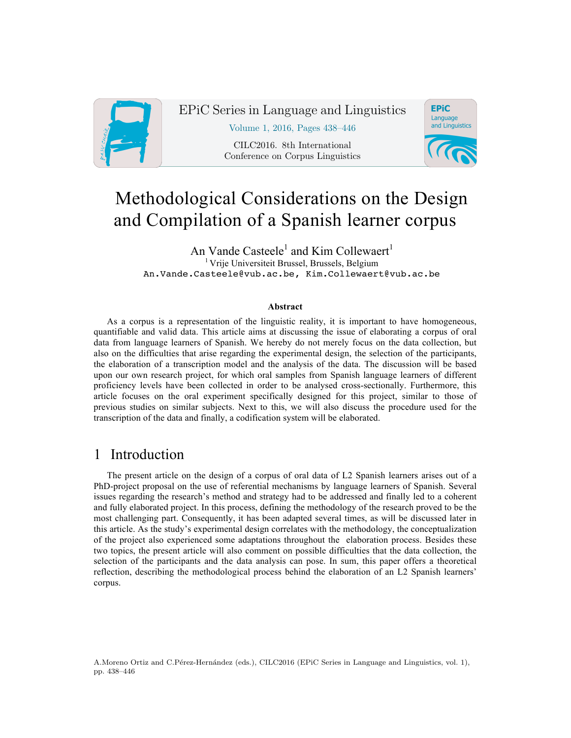# Methodological Considerations on the Design and Compilation of a Spanish learner corpus

An Vande Casteele[1] and Kim Collewaert[1]

[1] Vrije Universiteit Brussel, Brussels, Belgium

An.Vande.Casteele@vub.ac.be, Kim.Collewaert@vub.ac.be

### Abstract

As a corpus is a representation of the linguistic reality, it is important to have homogeneous, quantifiable and valid data. This article aims at discussing the issue of elaborating a corpus of oral data from language learners of Spanish. We hereby do not merely focus on the data collection, but also on the difficulties that arise regarding the experimental design, the selection of the participants, the elaboration of a transcription model and the analysis of the data. The discussion will be based upon our own research project, for which oral samples from Spanish language learners of different proficiency levels have been collected in order to be analysed cross-sectionally. Furthermore, this article focuses on the oral experiment specifically designed for this project, similar to those of previous studies on similar subjects. Next to this, we will also discuss the procedure used for the transcription of the data and finally, a codification system will be elaborated.

## 1 Introduction

The present article on the design of a corpus of oral data of L2 Spanish learners arises out of a PhD-project proposal on the use of referential mechanisms by language learners of Spanish. Several issues regarding the research's method and strategy had to be addressed and finally led to a coherent and fully elaborated project. In this process, defining the methodology of the research proved to be the most challenging part. Consequently, it has been adapted several times, as will be discussed later in this article. As the study's experimental design correlates with the methodology, the conceptualization of the project also experienced some adaptations throughout the elaboration process. Besides these two topics, the present article will also comment on possible difficulties that the data collection, the selection of the participants and the data analysis can pose. In sum, this paper offers a theoretical reflection, describing the methodological process behind the elaboration of an L2 Spanish learners' corpus.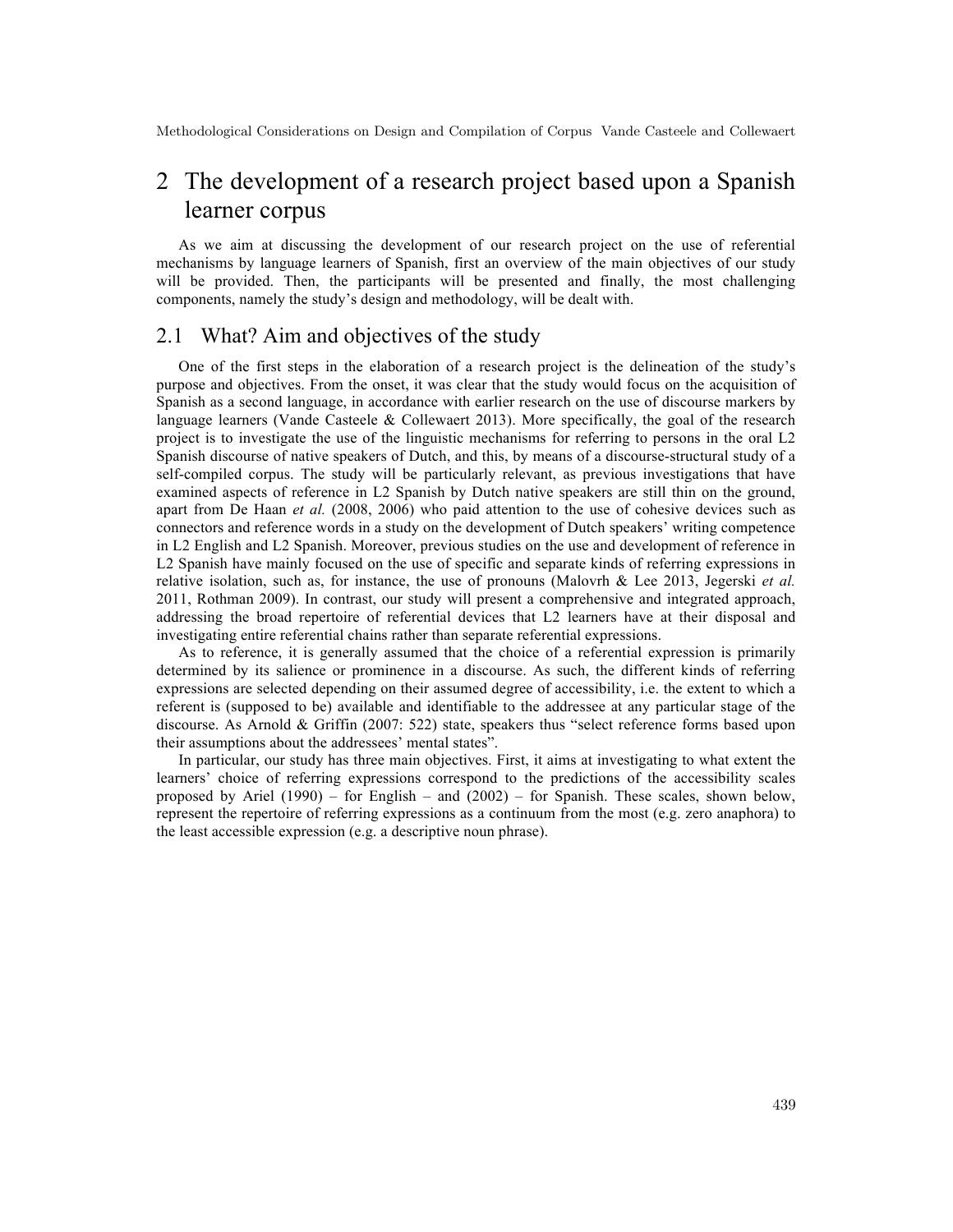# 2 The development of a research project based upon a Spanish learner corpus

As we aim at discussing the development of our research project on the use of referential mechanisms by language learners of Spanish, first an overview of the main objectives of our study will be provided. Then, the participants will be presented and finally, the most challenging components, namely the study's design and methodology, will be dealt with.

## 2.1 What? Aim and objectives of the study

One of the first steps in the elaboration of a research project is the delineation of the study's purpose and objectives. From the onset, it was clear that the study would focus on the acquisition of Spanish as a second language, in accordance with earlier research on the use of discourse markers by language learners (Vande Casteele & Collewaert 2013). More specifically, the goal of the research project is to investigate the use of the linguistic mechanisms for referring to persons in the oral L2 Spanish discourse of native speakers of Dutch, and this, by means of a discourse-structural study of a self-compiled corpus. The study will be particularly relevant, as previous investigations that have examined aspects of reference in L2 Spanish by Dutch native speakers are still thin on the ground, apart from De Haan *et al.* (2008, 2006) who paid attention to the use of cohesive devices such as connectors and reference words in a study on the development of Dutch speakers' writing competence in L2 English and L2 Spanish. Moreover, previous studies on the use and development of reference in L2 Spanish have mainly focused on the use of specific and separate kinds of referring expressions in relative isolation, such as, for instance, the use of pronouns (Malovrh & Lee 2013, Jegerski *et al.* 2011, Rothman 2009). In contrast, our study will present a comprehensive and integrated approach, addressing the broad repertoire of referential devices that L2 learners have at their disposal and investigating entire referential chains rather than separate referential expressions.

As to reference, it is generally assumed that the choice of a referential expression is primarily determined by its salience or prominence in a discourse. As such, the different kinds of referring expressions are selected depending on their assumed degree of accessibility, i.e. the extent to which a referent is (supposed to be) available and identifiable to the addressee at any particular stage of the discourse. As Arnold & Griffin (2007: 522) state, speakers thus "select reference forms based upon their assumptions about the addressees' mental states".

In particular, our study has three main objectives. First, it aims at investigating to what extent the learners' choice of referring expressions correspond to the predictions of the accessibility scales proposed by Ariel (1990) – for English – and (2002) – for Spanish. These scales, shown below, represent the repertoire of referring expressions as a continuum from the most (e.g. zero anaphora) to the least accessible expression (e.g. a descriptive noun phrase).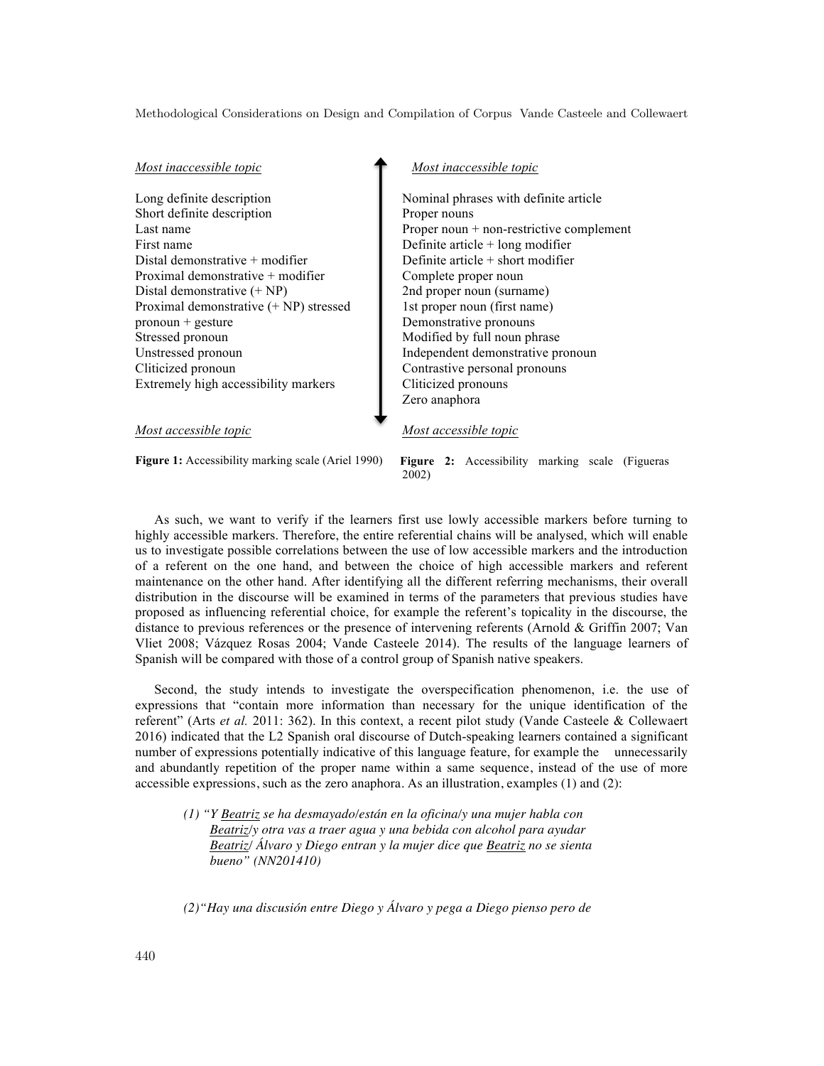| *Most inaccessible topic* | *Most inaccessible topic* |
|---|---|
| Long definite description | Nominal phrases with definite article |
| Short definite description | Proper nouns |
| Last name | Proper noun + non-restrictive complement |
| First name | Definite article + long modifier |
| Distal demonstrative + modifier | Definite article + short modifier |
| Proximal demonstrative + modifier | Complete proper noun |
| Distal demonstrative (+ NP) | 2nd proper noun (surname) |
| Proximal demonstrative (+ NP) stressed | 1st proper noun (first name) |
| pronoun + gesture | Demonstrative pronouns |
| Stressed pronoun | Modified by full noun phrase |
| Unstressed pronoun | Independent demonstrative pronoun |
| Cliticized pronoun | Contrastive personal pronouns |
| Extremely high accessibility markers | Cliticized pronouns |
| | Zero anaphora |
| *Most accessible topic* | *Most accessible topic* |

**Figure 1:** Accessibility marking scale (Ariel 1990)

**Figure 2:** Accessibility marking scale (Figueras 2002)

As such, we want to verify if the learners first use lowly accessible markers before turning to highly accessible markers. Therefore, the entire referential chains will be analysed, which will enable us to investigate possible correlations between the use of low accessible markers and the introduction of a referent on the one hand, and between the choice of high accessible markers and referent maintenance on the other hand. After identifying all the different referring mechanisms, their overall distribution in the discourse will be examined in terms of the parameters that previous studies have proposed as influencing referential choice, for example the referent's topicality in the discourse, the distance to previous references or the presence of intervening referents (Arnold & Griffin 2007; Van Vliet 2008; Vázquez Rosas 2004; Vande Casteele 2014). The results of the language learners of Spanish will be compared with those of a control group of Spanish native speakers.

Second, the study intends to investigate the overspecification phenomenon, i.e. the use of expressions that "contain more information than necessary for the unique identification of the referent" (Arts *et al.* 2011: 362). In this context, a recent pilot study (Vande Casteele & Collewaert 2016) indicated that the L2 Spanish oral discourse of Dutch-speaking learners contained a significant number of expressions potentially indicative of this language feature, for example the unnecessarily and abundantly repetition of the proper name within a same sequence, instead of the use of more accessible expressions, such as the zero anaphora. As an illustration, examples (1) and (2):

> *(1) "Y <u>Beatriz</u> se ha desmayado/están en la oficina/y una mujer habla con <u>Beatriz</u>/y otra vas a traer agua y una bebida con alcohol para ayudar <u>Beatriz</u>/ Álvaro y Diego entran y la mujer dice que <u>Beatriz</u> no se sienta bueno" (NN201410)*

> *(2)"Hay una discusión entre Diego y Álvaro y pega a Diego pienso pero de*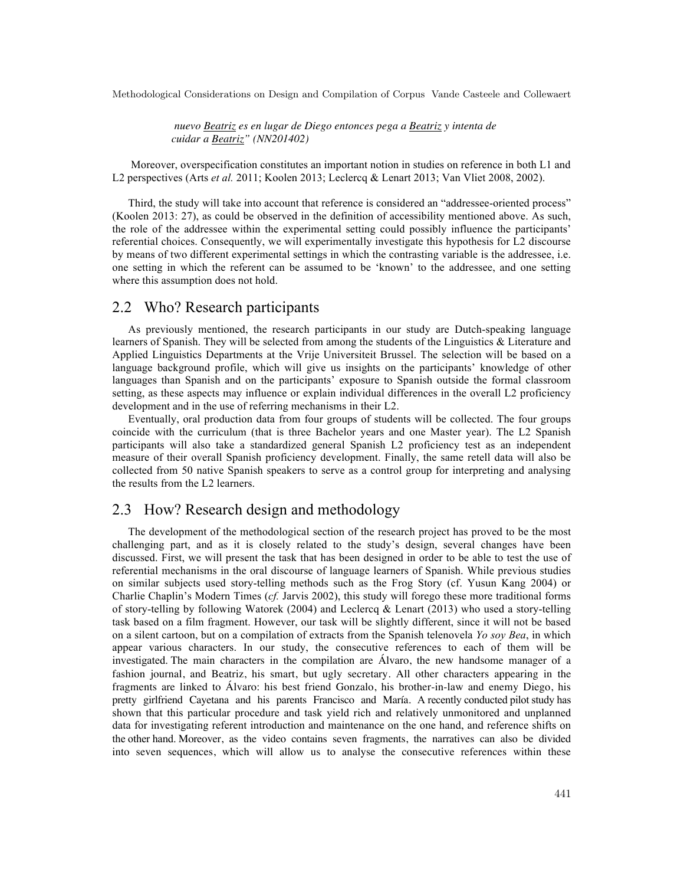*nuevo Beatriz es en lugar de Diego entonces pega a Beatriz y intenta de cuidar a Beatriz" (NN201402)*

Moreover, overspecification constitutes an important notion in studies on reference in both L1 and L2 perspectives (Arts *et al.* 2011; Koolen 2013; Leclercq & Lenart 2013; Van Vliet 2008, 2002).

Third, the study will take into account that reference is considered an "addressee-oriented process" (Koolen 2013: 27), as could be observed in the definition of accessibility mentioned above. As such, the role of the addressee within the experimental setting could possibly influence the participants' referential choices. Consequently, we will experimentally investigate this hypothesis for L2 discourse by means of two different experimental settings in which the contrasting variable is the addressee, i.e. one setting in which the referent can be assumed to be 'known' to the addressee, and one setting where this assumption does not hold.

## 2.2 Who? Research participants

As previously mentioned, the research participants in our study are Dutch-speaking language learners of Spanish. They will be selected from among the students of the Linguistics & Literature and Applied Linguistics Departments at the Vrije Universiteit Brussel. The selection will be based on a language background profile, which will give us insights on the participants' knowledge of other languages than Spanish and on the participants' exposure to Spanish outside the formal classroom setting, as these aspects may influence or explain individual differences in the overall L2 proficiency development and in the use of referring mechanisms in their L2.

Eventually, oral production data from four groups of students will be collected. The four groups coincide with the curriculum (that is three Bachelor years and one Master year). The L2 Spanish participants will also take a standardized general Spanish L2 proficiency test as an independent measure of their overall Spanish proficiency development. Finally, the same retell data will also be collected from 50 native Spanish speakers to serve as a control group for interpreting and analysing the results from the L2 learners.

## 2.3 How? Research design and methodology

The development of the methodological section of the research project has proved to be the most challenging part, and as it is closely related to the study's design, several changes have been discussed. First, we will present the task that has been designed in order to be able to test the use of referential mechanisms in the oral discourse of language learners of Spanish. While previous studies on similar subjects used story-telling methods such as the Frog Story (cf. Yusun Kang 2004) or Charlie Chaplin's Modern Times (*cf.* Jarvis 2002), this study will forego these more traditional forms of story-telling by following Watorek (2004) and Leclercq & Lenart (2013) who used a story-telling task based on a film fragment. However, our task will be slightly different, since it will not be based on a silent cartoon, but on a compilation of extracts from the Spanish telenovela *Yo soy Bea*, in which appear various characters. In our study, the consecutive references to each of them will be investigated. The main characters in the compilation are Álvaro, the new handsome manager of a fashion journal, and Beatriz, his smart, but ugly secretary. All other characters appearing in the fragments are linked to Álvaro: his best friend Gonzalo, his brother-in-law and enemy Diego, his pretty girlfriend Cayetana and his parents Francisco and María. A recently conducted pilot study has shown that this particular procedure and task yield rich and relatively unmonitored and unplanned data for investigating referent introduction and maintenance on the one hand, and reference shifts on the other hand. Moreover, as the video contains seven fragments, the narratives can also be divided into seven sequences, which will allow us to analyse the consecutive references within these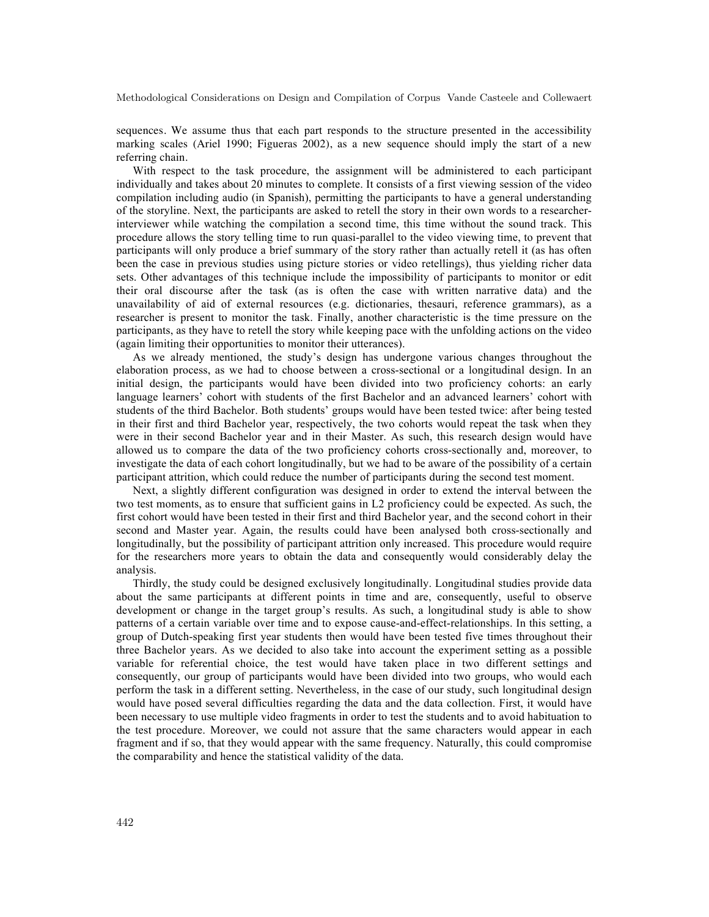sequences. We assume thus that each part responds to the structure presented in the accessibility marking scales (Ariel 1990; Figueras 2002), as a new sequence should imply the start of a new referring chain.

With respect to the task procedure, the assignment will be administered to each participant individually and takes about 20 minutes to complete. It consists of a first viewing session of the video compilation including audio (in Spanish), permitting the participants to have a general understanding of the storyline. Next, the participants are asked to retell the story in their own words to a researcher-interviewer while watching the compilation a second time, this time without the sound track. This procedure allows the story telling time to run quasi-parallel to the video viewing time, to prevent that participants will only produce a brief summary of the story rather than actually retell it (as has often been the case in previous studies using picture stories or video retellings), thus yielding richer data sets. Other advantages of this technique include the impossibility of participants to monitor or edit their oral discourse after the task (as is often the case with written narrative data) and the unavailability of aid of external resources (e.g. dictionaries, thesauri, reference grammars), as a researcher is present to monitor the task. Finally, another characteristic is the time pressure on the participants, as they have to retell the story while keeping pace with the unfolding actions on the video (again limiting their opportunities to monitor their utterances).

As we already mentioned, the study's design has undergone various changes throughout the elaboration process, as we had to choose between a cross-sectional or a longitudinal design. In an initial design, the participants would have been divided into two proficiency cohorts: an early language learners' cohort with students of the first Bachelor and an advanced learners' cohort with students of the third Bachelor. Both students' groups would have been tested twice: after being tested in their first and third Bachelor year, respectively, the two cohorts would repeat the task when they were in their second Bachelor year and in their Master. As such, this research design would have allowed us to compare the data of the two proficiency cohorts cross-sectionally and, moreover, to investigate the data of each cohort longitudinally, but we had to be aware of the possibility of a certain participant attrition, which could reduce the number of participants during the second test moment.

Next, a slightly different configuration was designed in order to extend the interval between the two test moments, as to ensure that sufficient gains in L2 proficiency could be expected. As such, the first cohort would have been tested in their first and third Bachelor year, and the second cohort in their second and Master year. Again, the results could have been analysed both cross-sectionally and longitudinally, but the possibility of participant attrition only increased. This procedure would require for the researchers more years to obtain the data and consequently would considerably delay the analysis.

Thirdly, the study could be designed exclusively longitudinally. Longitudinal studies provide data about the same participants at different points in time and are, consequently, useful to observe development or change in the target group's results. As such, a longitudinal study is able to show patterns of a certain variable over time and to expose cause-and-effect-relationships. In this setting, a group of Dutch-speaking first year students then would have been tested five times throughout their three Bachelor years. As we decided to also take into account the experiment setting as a possible variable for referential choice, the test would have taken place in two different settings and consequently, our group of participants would have been divided into two groups, who would each perform the task in a different setting. Nevertheless, in the case of our study, such longitudinal design would have posed several difficulties regarding the data and the data collection. First, it would have been necessary to use multiple video fragments in order to test the students and to avoid habituation to the test procedure. Moreover, we could not assure that the same characters would appear in each fragment and if so, that they would appear with the same frequency. Naturally, this could compromise the comparability and hence the statistical validity of the data.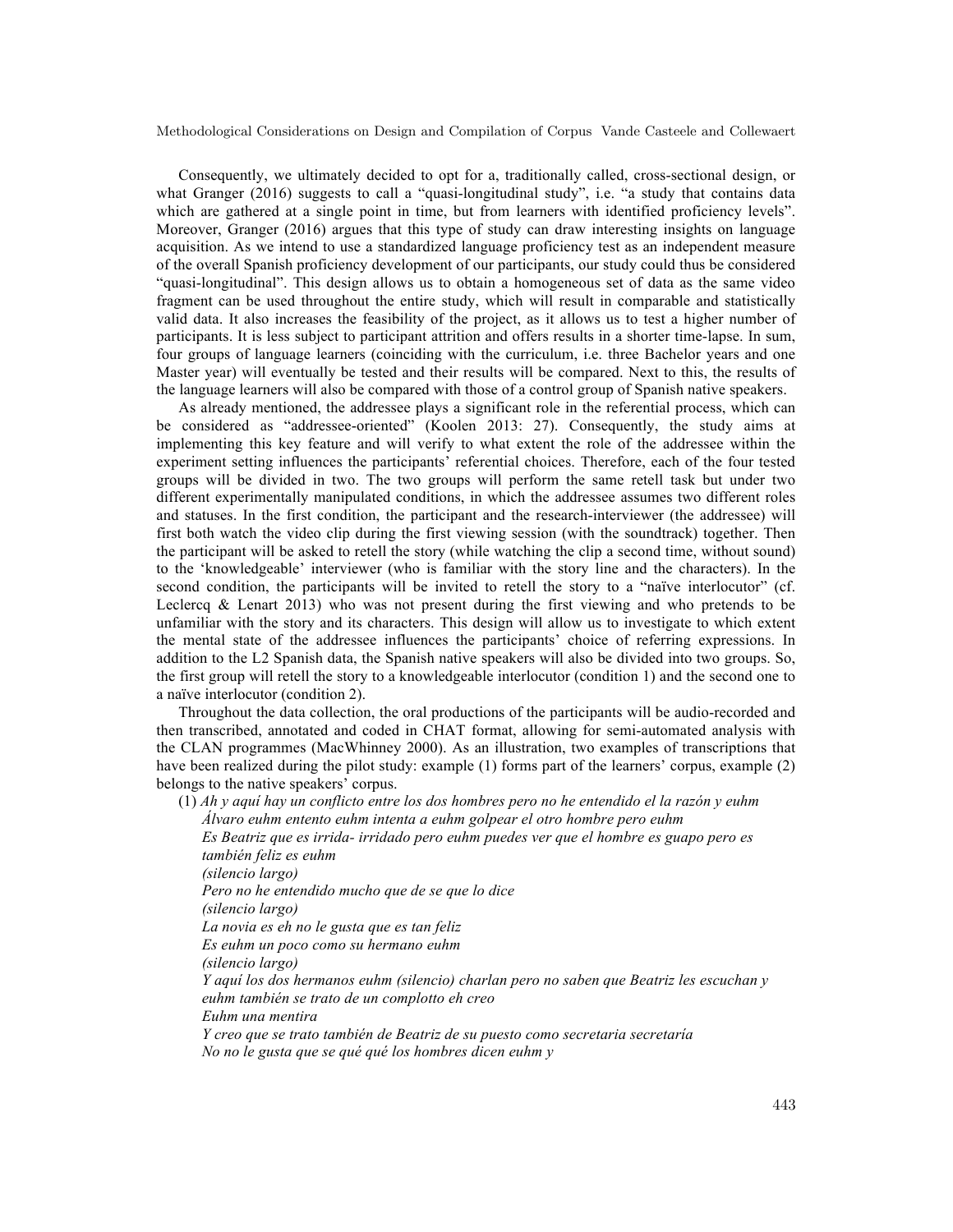Consequently, we ultimately decided to opt for a, traditionally called, cross-sectional design, or what Granger (2016) suggests to call a "quasi-longitudinal study", i.e. "a study that contains data which are gathered at a single point in time, but from learners with identified proficiency levels". Moreover, Granger (2016) argues that this type of study can draw interesting insights on language acquisition. As we intend to use a standardized language proficiency test as an independent measure of the overall Spanish proficiency development of our participants, our study could thus be considered "quasi-longitudinal". This design allows us to obtain a homogeneous set of data as the same video fragment can be used throughout the entire study, which will result in comparable and statistically valid data. It also increases the feasibility of the project, as it allows us to test a higher number of participants. It is less subject to participant attrition and offers results in a shorter time-lapse. In sum, four groups of language learners (coinciding with the curriculum, i.e. three Bachelor years and one Master year) will eventually be tested and their results will be compared. Next to this, the results of the language learners will also be compared with those of a control group of Spanish native speakers.

As already mentioned, the addressee plays a significant role in the referential process, which can be considered as "addressee-oriented" (Koolen 2013: 27). Consequently, the study aims at implementing this key feature and will verify to what extent the role of the addressee within the experiment setting influences the participants' referential choices. Therefore, each of the four tested groups will be divided in two. The two groups will perform the same retell task but under two different experimentally manipulated conditions, in which the addressee assumes two different roles and statuses. In the first condition, the participant and the research-interviewer (the addressee) will first both watch the video clip during the first viewing session (with the soundtrack) together. Then the participant will be asked to retell the story (while watching the clip a second time, without sound) to the 'knowledgeable' interviewer (who is familiar with the story line and the characters). In the second condition, the participants will be invited to retell the story to a "naïve interlocutor" (cf. Leclercq & Lenart 2013) who was not present during the first viewing and who pretends to be unfamiliar with the story and its characters. This design will allow us to investigate to which extent the mental state of the addressee influences the participants' choice of referring expressions. In addition to the L2 Spanish data, the Spanish native speakers will also be divided into two groups. So, the first group will retell the story to a knowledgeable interlocutor (condition 1) and the second one to a naïve interlocutor (condition 2).

Throughout the data collection, the oral productions of the participants will be audio-recorded and then transcribed, annotated and coded in CHAT format, allowing for semi-automated analysis with the CLAN programmes (MacWhinney 2000). As an illustration, two examples of transcriptions that have been realized during the pilot study: example (1) forms part of the learners' corpus, example (2) belongs to the native speakers' corpus.

(1) *Ah y aquí hay un conflicto entre los dos hombres pero no he entendido el la razón y euhm*
*Álvaro euhm entento euhm intenta a euhm golpear el otro hombre pero euhm*
*Es Beatriz que es irrida- irridado pero euhm puedes ver que el hombre es guapo pero es también feliz es euhm*
*(silencio largo)*
*Pero no he entendido mucho que de se que lo dice*
*(silencio largo)*
*La novia es eh no le gusta que es tan feliz*
*Es euhm un poco como su hermano euhm*
*(silencio largo)*
*Y aquí los dos hermanos euhm (silencio) charlan pero no saben que Beatriz les escuchan y euhm también se trato de un complotto eh creo*
*Euhm una mentira*
*Y creo que se trato también de Beatriz de su puesto como secretaria secretaría*
*No no le gusta que se qué qué los hombres dicen euhm y*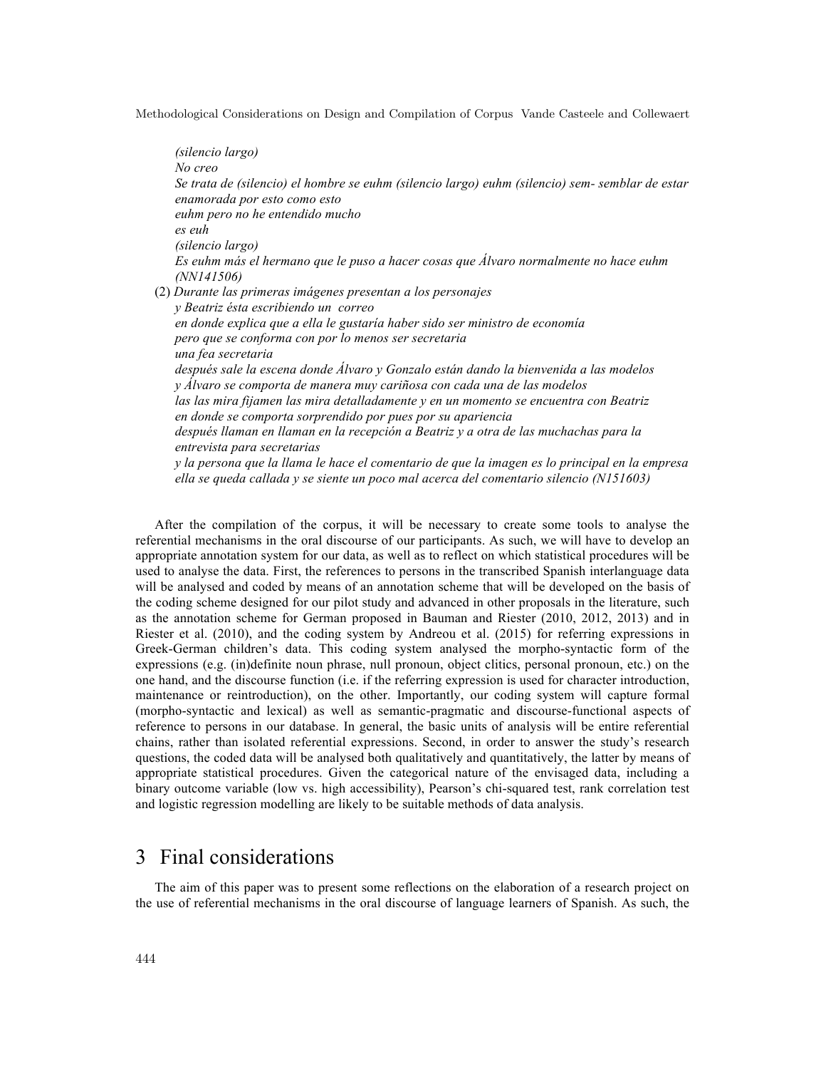*(silencio largo)*
*No creo*
*Se trata de (silencio) el hombre se euhm (silencio largo) euhm (silencio) sem- semblar de estar enamorada por esto como esto*
*euhm pero no he entendido mucho*
*es euh*
*(silencio largo)*
*Es euhm más el hermano que le puso a hacer cosas que Álvaro normalmente no hace euhm (NN141506)*

(2) *Durante las primeras imágenes presentan a los personajes*
*y Beatriz ésta escribiendo un correo*
*en donde explica que a ella le gustaría haber sido ser ministro de economía*
*pero que se conforma con por lo menos ser secretaria*
*una fea secretaria*
*después sale la escena donde Álvaro y Gonzalo están dando la bienvenida a las modelos*
*y Álvaro se comporta de manera muy cariñosa con cada una de las modelos*
*las las mira fijamen las mira detalladamente y en un momento se encuentra con Beatriz*
*en donde se comporta sorprendido por pues por su apariencia*
*después llaman en llaman en la recepción a Beatriz y a otra de las muchachas para la entrevista para secretarias*
*y la persona que la llama le hace el comentario de que la imagen es lo principal en la empresa*
*ella se queda callada y se siente un poco mal acerca del comentario silencio (N151603)*

After the compilation of the corpus, it will be necessary to create some tools to analyse the referential mechanisms in the oral discourse of our participants. As such, we will have to develop an appropriate annotation system for our data, as well as to reflect on which statistical procedures will be used to analyse the data. First, the references to persons in the transcribed Spanish interlanguage data will be analysed and coded by means of an annotation scheme that will be developed on the basis of the coding scheme designed for our pilot study and advanced in other proposals in the literature, such as the annotation scheme for German proposed in Bauman and Riester (2010, 2012, 2013) and in Riester et al. (2010), and the coding system by Andreou et al. (2015) for referring expressions in Greek-German children's data. This coding system analysed the morpho-syntactic form of the expressions (e.g. (in)definite noun phrase, null pronoun, object clitics, personal pronoun, etc.) on the one hand, and the discourse function (i.e. if the referring expression is used for character introduction, maintenance or reintroduction), on the other. Importantly, our coding system will capture formal (morpho-syntactic and lexical) as well as semantic-pragmatic and discourse-functional aspects of reference to persons in our database. In general, the basic units of analysis will be entire referential chains, rather than isolated referential expressions. Second, in order to answer the study's research questions, the coded data will be analysed both qualitatively and quantitatively, the latter by means of appropriate statistical procedures. Given the categorical nature of the envisaged data, including a binary outcome variable (low vs. high accessibility), Pearson's chi-squared test, rank correlation test and logistic regression modelling are likely to be suitable methods of data analysis.

# 3 Final considerations

The aim of this paper was to present some reflections on the elaboration of a research project on the use of referential mechanisms in the oral discourse of language learners of Spanish. As such, the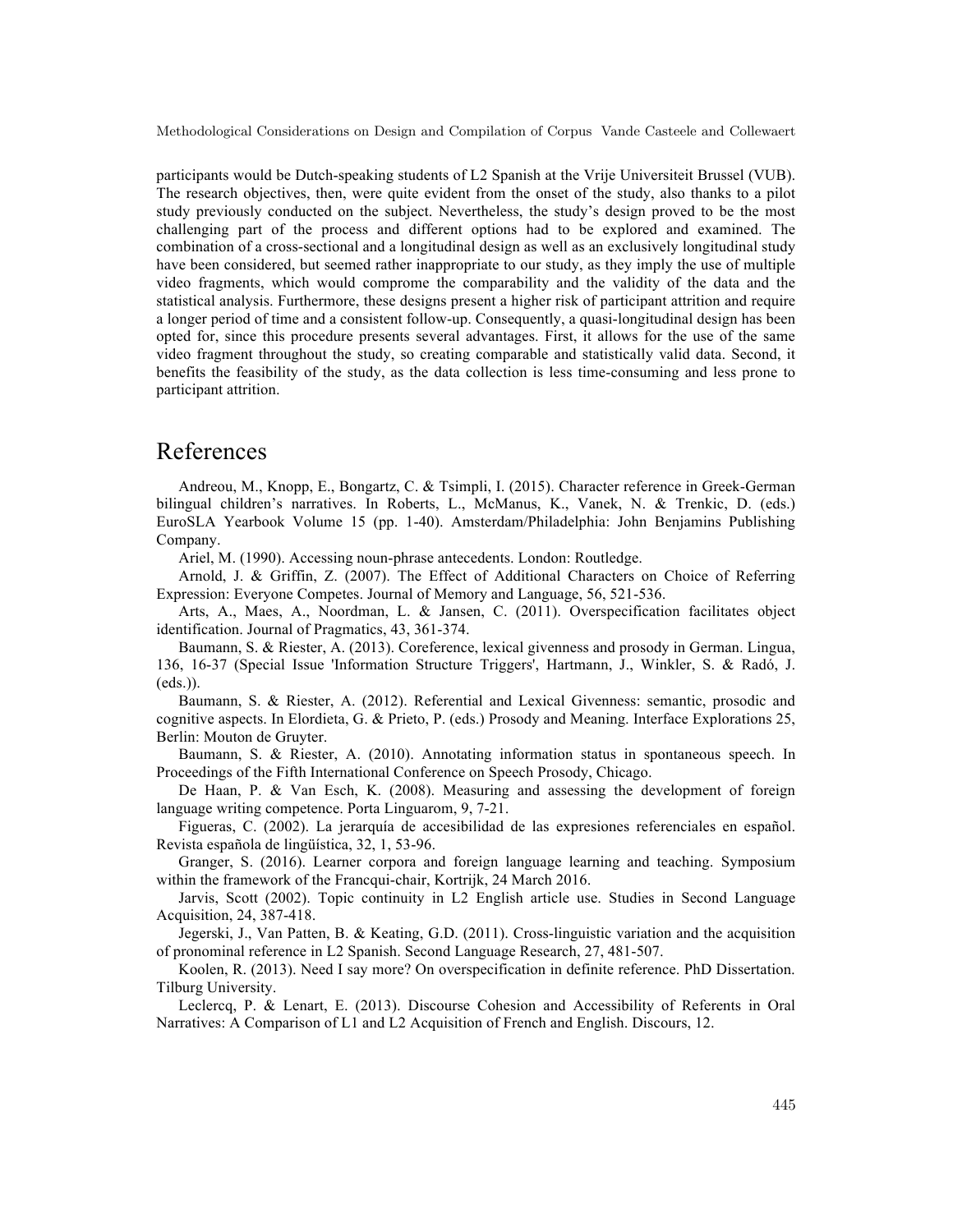participants would be Dutch-speaking students of L2 Spanish at the Vrije Universiteit Brussel (VUB). The research objectives, then, were quite evident from the onset of the study, also thanks to a pilot study previously conducted on the subject. Nevertheless, the study's design proved to be the most challenging part of the process and different options had to be explored and examined. The combination of a cross-sectional and a longitudinal design as well as an exclusively longitudinal study have been considered, but seemed rather inappropriate to our study, as they imply the use of multiple video fragments, which would comprome the comparability and the validity of the data and the statistical analysis. Furthermore, these designs present a higher risk of participant attrition and require a longer period of time and a consistent follow-up. Consequently, a quasi-longitudinal design has been opted for, since this procedure presents several advantages. First, it allows for the use of the same video fragment throughout the study, so creating comparable and statistically valid data. Second, it benefits the feasibility of the study, as the data collection is less time-consuming and less prone to participant attrition.

# References

Andreou, M., Knopp, E., Bongartz, C. & Tsimpli, I. (2015). Character reference in Greek-German bilingual children's narratives. In Roberts, L., McManus, K., Vanek, N. & Trenkic, D. (eds.) EuroSLA Yearbook Volume 15 (pp. 1-40). Amsterdam/Philadelphia: John Benjamins Publishing Company.

Ariel, M. (1990). Accessing noun-phrase antecedents. London: Routledge.

Arnold, J. & Griffin, Z. (2007). The Effect of Additional Characters on Choice of Referring Expression: Everyone Competes. Journal of Memory and Language, 56, 521-536.

Arts, A., Maes, A., Noordman, L. & Jansen, C. (2011). Overspecification facilitates object identification. Journal of Pragmatics, 43, 361-374.

Baumann, S. & Riester, A. (2013). Coreference, lexical givenness and prosody in German. Lingua, 136, 16-37 (Special Issue 'Information Structure Triggers', Hartmann, J., Winkler, S. & Radó, J. (eds.)).

Baumann, S. & Riester, A. (2012). Referential and Lexical Givenness: semantic, prosodic and cognitive aspects. In Elordieta, G. & Prieto, P. (eds.) Prosody and Meaning. Interface Explorations 25, Berlin: Mouton de Gruyter.

Baumann, S. & Riester, A. (2010). Annotating information status in spontaneous speech. In Proceedings of the Fifth International Conference on Speech Prosody, Chicago.

De Haan, P. & Van Esch, K. (2008). Measuring and assessing the development of foreign language writing competence. Porta Linguarom, 9, 7-21.

Figueras, C. (2002). La jerarquía de accesibilidad de las expresiones referenciales en español. Revista española de lingüística, 32, 1, 53-96.

Granger, S. (2016). Learner corpora and foreign language learning and teaching. Symposium within the framework of the Francqui-chair, Kortrijk, 24 March 2016.

Jarvis, Scott (2002). Topic continuity in L2 English article use. Studies in Second Language Acquisition, 24, 387-418.

Jegerski, J., Van Patten, B. & Keating, G.D. (2011). Cross-linguistic variation and the acquisition of pronominal reference in L2 Spanish. Second Language Research, 27, 481-507.

Koolen, R. (2013). Need I say more? On overspecification in definite reference. PhD Dissertation. Tilburg University.

Leclercq, P. & Lenart, E. (2013). Discourse Cohesion and Accessibility of Referents in Oral Narratives: A Comparison of L1 and L2 Acquisition of French and English. Discours, 12.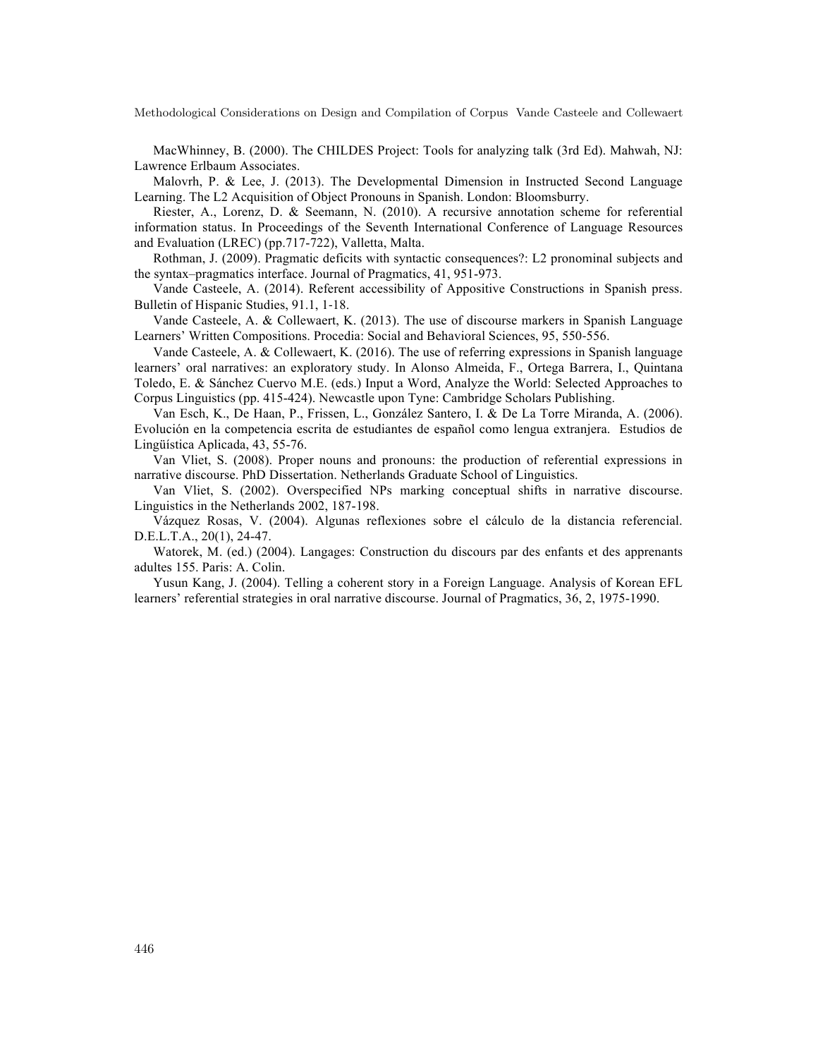MacWhinney, B. (2000). The CHILDES Project: Tools for analyzing talk (3rd Ed). Mahwah, NJ: Lawrence Erlbaum Associates.

Malovrh, P. & Lee, J. (2013). The Developmental Dimension in Instructed Second Language Learning. The L2 Acquisition of Object Pronouns in Spanish. London: Bloomsburry.

Riester, A., Lorenz, D. & Seemann, N. (2010). A recursive annotation scheme for referential information status. In Proceedings of the Seventh International Conference of Language Resources and Evaluation (LREC) (pp.717-722), Valletta, Malta.

Rothman, J. (2009). Pragmatic deficits with syntactic consequences?: L2 pronominal subjects and the syntax–pragmatics interface. Journal of Pragmatics, 41, 951-973.

Vande Casteele, A. (2014). Referent accessibility of Appositive Constructions in Spanish press. Bulletin of Hispanic Studies, 91.1, 1-18.

Vande Casteele, A. & Collewaert, K. (2013). The use of discourse markers in Spanish Language Learners' Written Compositions. Procedia: Social and Behavioral Sciences, 95, 550-556.

Vande Casteele, A. & Collewaert, K. (2016). The use of referring expressions in Spanish language learners' oral narratives: an exploratory study. In Alonso Almeida, F., Ortega Barrera, I., Quintana Toledo, E. & Sánchez Cuervo M.E. (eds.) Input a Word, Analyze the World: Selected Approaches to Corpus Linguistics (pp. 415-424). Newcastle upon Tyne: Cambridge Scholars Publishing.

Van Esch, K., De Haan, P., Frissen, L., González Santero, I. & De La Torre Miranda, A. (2006). Evolución en la competencia escrita de estudiantes de español como lengua extranjera. Estudios de Lingüística Aplicada, 43, 55-76.

Van Vliet, S. (2008). Proper nouns and pronouns: the production of referential expressions in narrative discourse. PhD Dissertation. Netherlands Graduate School of Linguistics.

Van Vliet, S. (2002). Overspecified NPs marking conceptual shifts in narrative discourse. Linguistics in the Netherlands 2002, 187-198.

Vázquez Rosas, V. (2004). Algunas reflexiones sobre el cálculo de la distancia referencial. D.E.L.T.A., 20(1), 24-47.

Watorek, M. (ed.) (2004). Langages: Construction du discours par des enfants et des apprenants adultes 155. Paris: A. Colin.

Yusun Kang, J. (2004). Telling a coherent story in a Foreign Language. Analysis of Korean EFL learners' referential strategies in oral narrative discourse. Journal of Pragmatics, 36, 2, 1975-1990.